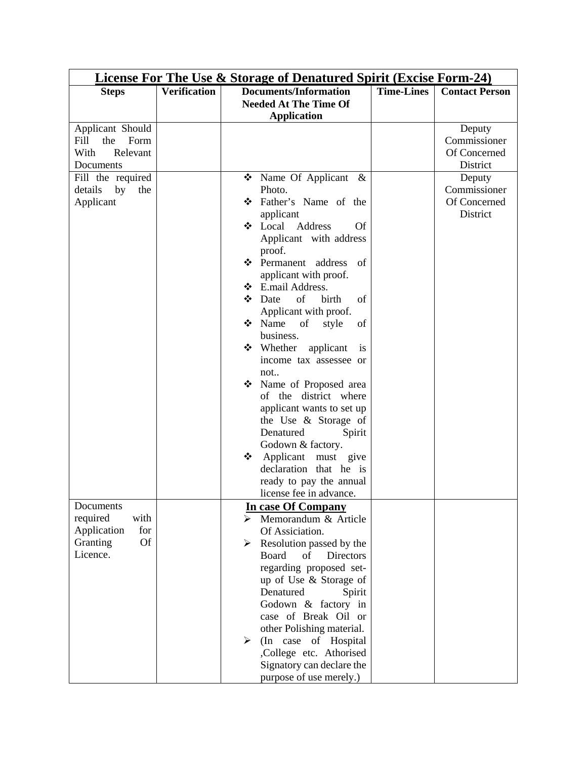| **License For The Use & Storage of Denatured Spirit (Excise Form-24)** | | | | |
|---|---|---|---|---|
| **Steps** | **Verification** | **Documents/Information Needed At The Time Of Application** | **Time-Lines** | **Contact Person** |
| Applicant Should Fill the Form With Relevant Documents | | | | Deputy Commissioner Of Concerned District |
| Fill the required details by the Applicant | | ❖ Name Of Applicant & Photo.<br>❖ Father's Name of the applicant<br>❖ Local Address Of Applicant with address proof.<br>❖ Permanent address of applicant with proof.<br>❖ E.mail Address.<br>❖ Date of birth of Applicant with proof.<br>❖ Name of style of business.<br>❖ Whether applicant is income tax assessee or not..<br>❖ Name of Proposed area of the district where applicant wants to set up the Use & Storage of Denatured Spirit Godown & factory.<br>❖ Applicant must give declaration that he is ready to pay the annual license fee in advance. | | Deputy Commissioner Of Concerned District |
| Documents required with Application for Granting Of Licence. | | **In case Of Company**<br>➢ Memorandum & Article Of Assiciation.<br>➢ Resolution passed by the Board of Directors regarding proposed set-up of Use & Storage of Denatured Spirit Godown & factory in case of Break Oil or other Polishing material.<br>➢ (In case of Hospital ,College etc. Athorised Signatory can declare the purpose of use merely.) | | |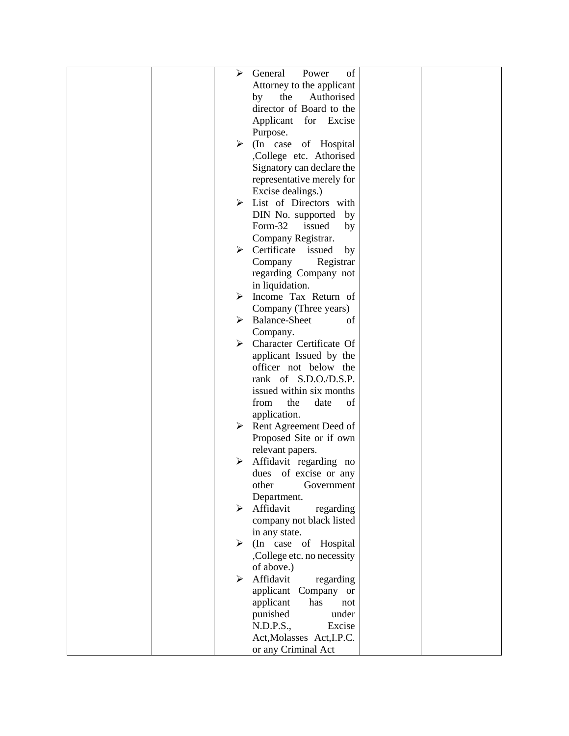| | | | | |
|---|---|---|---|---|
| | | ➢ General Power of Attorney to the applicant by the Authorised director of Board to the Applicant for Excise Purpose.<br>➢ (In case of Hospital ,College etc. Athorised Signatory can declare the representative merely for Excise dealings.)<br>➢ List of Directors with DIN No. supported by Form-32 issued by Company Registrar.<br>➢ Certificate issued by Company Registrar regarding Company not in liquidation.<br>➢ Income Tax Return of Company (Three years)<br>➢ Balance-Sheet of Company.<br>➢ Character Certificate Of applicant Issued by the officer not below the rank of S.D.O./D.S.P. issued within six months from the date of application.<br>➢ Rent Agreement Deed of Proposed Site or if own relevant papers.<br>➢ Affidavit regarding no dues of excise or any other Government Department.<br>➢ Affidavit regarding company not black listed in any state.<br>➢ (In case of Hospital ,College etc. no necessity of above.)<br>➢ Affidavit regarding applicant Company or applicant has not punished under N.D.P.S., Excise Act,Molasses Act,I.P.C. or any Criminal Act | | |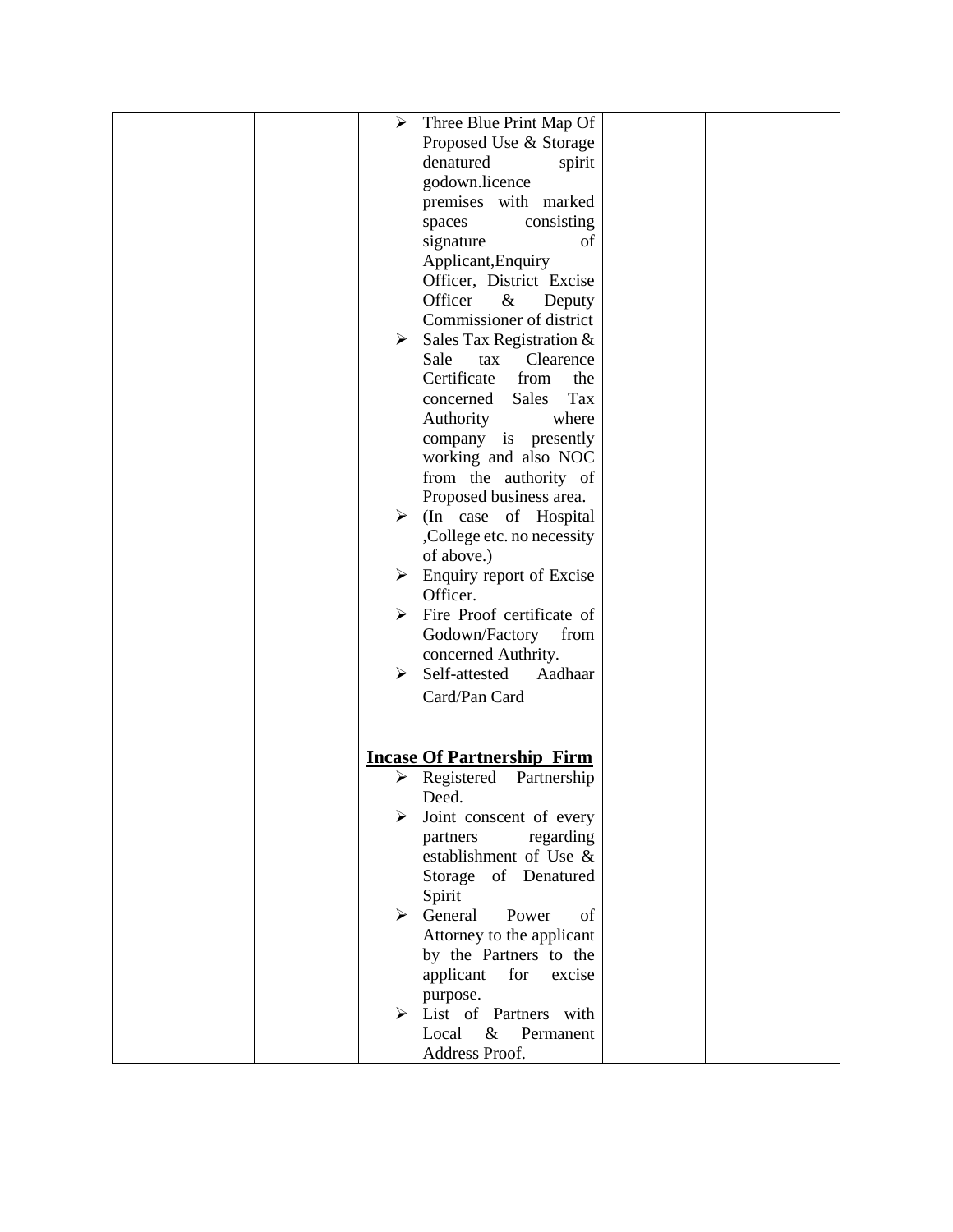|  |  | ➢ Three Blue Print Map Of Proposed Use & Storage denatured spirit godown.licence premises with marked spaces consisting signature of Applicant,Enquiry Officer, District Excise Officer & Deputy Commissioner of district<br>➢ Sales Tax Registration & Sale tax Clearence Certificate from the concerned Sales Tax Authority where company is presently working and also NOC from the authority of Proposed business area.<br>➢ (In case of Hospital ,College etc. no necessity of above.)<br>➢ Enquiry report of Excise Officer.<br>➢ Fire Proof certificate of Godown/Factory from concerned Authrity.<br>➢ Self-attested Aadhaar Card/Pan Card<br><br>**<u>Incase Of Partnership Firm</u>**<br>➢ Registered Partnership Deed.<br>➢ Joint conscent of every partners regarding establishment of Use & Storage of Denatured Spirit<br>➢ General Power of Attorney to the applicant by the Partners to the applicant for excise purpose.<br>➢ List of Partners with Local & Permanent Address Proof. |  |  |
|---|---|---|---|---|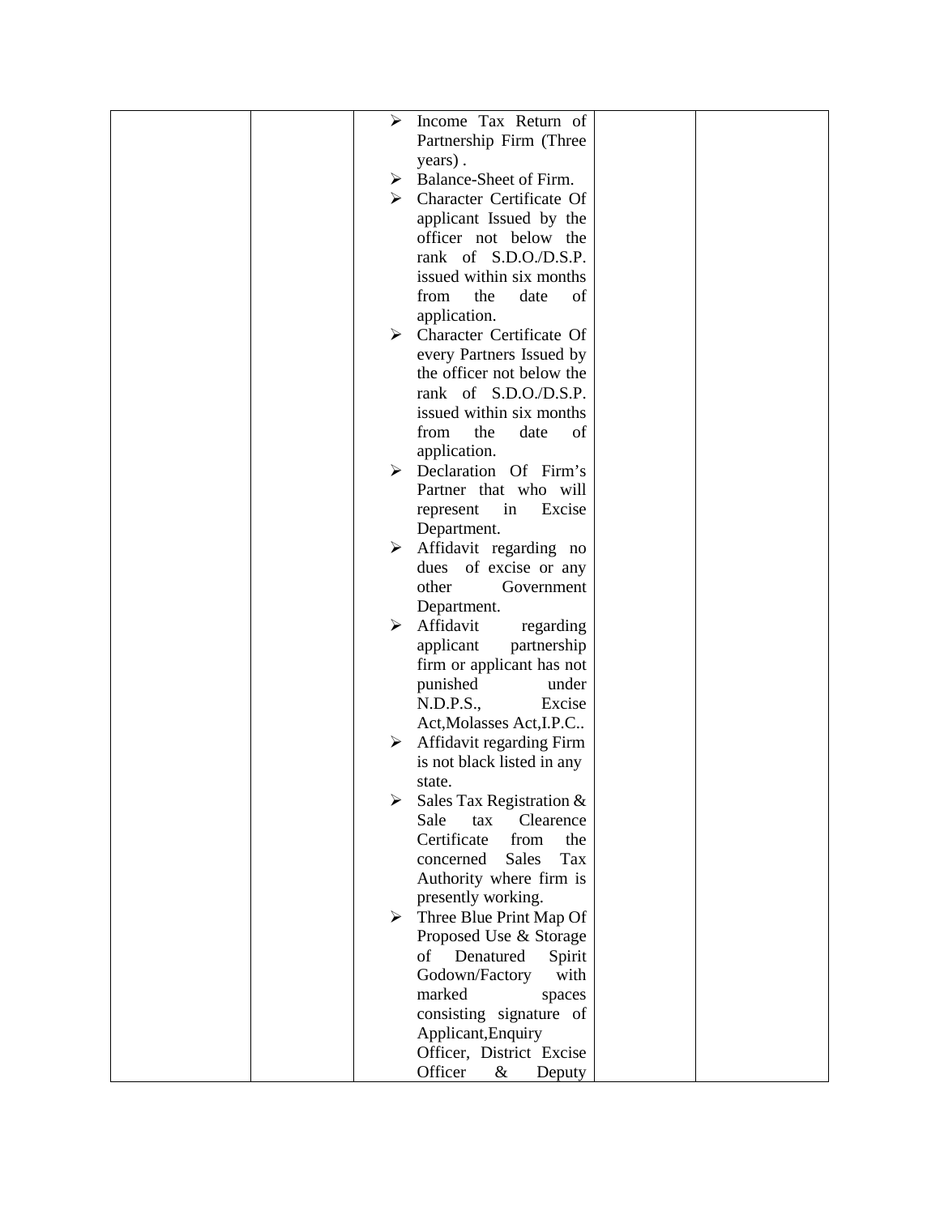| | | | | |
|---|---|---|---|---|
| | | ➢ Income Tax Return of Partnership Firm (Three years) .<br>➢ Balance-Sheet of Firm.<br>➢ Character Certificate Of applicant Issued by the officer not below the rank of S.D.O./D.S.P. issued within six months from the date of application.<br>➢ Character Certificate Of every Partners Issued by the officer not below the rank of S.D.O./D.S.P. issued within six months from the date of application.<br>➢ Declaration Of Firm's Partner that who will represent in Excise Department.<br>➢ Affidavit regarding no dues of excise or any other Government Department.<br>➢ Affidavit regarding applicant partnership firm or applicant has not punished under N.D.P.S., Excise Act,Molasses Act,I.P.C..<br>➢ Affidavit regarding Firm is not black listed in any state.<br>➢ Sales Tax Registration & Sale tax Clearence Certificate from the concerned Sales Tax Authority where firm is presently working.<br>➢ Three Blue Print Map Of Proposed Use & Storage of Denatured Spirit Godown/Factory with marked spaces consisting signature of Applicant,Enquiry Officer, District Excise Officer & Deputy | | |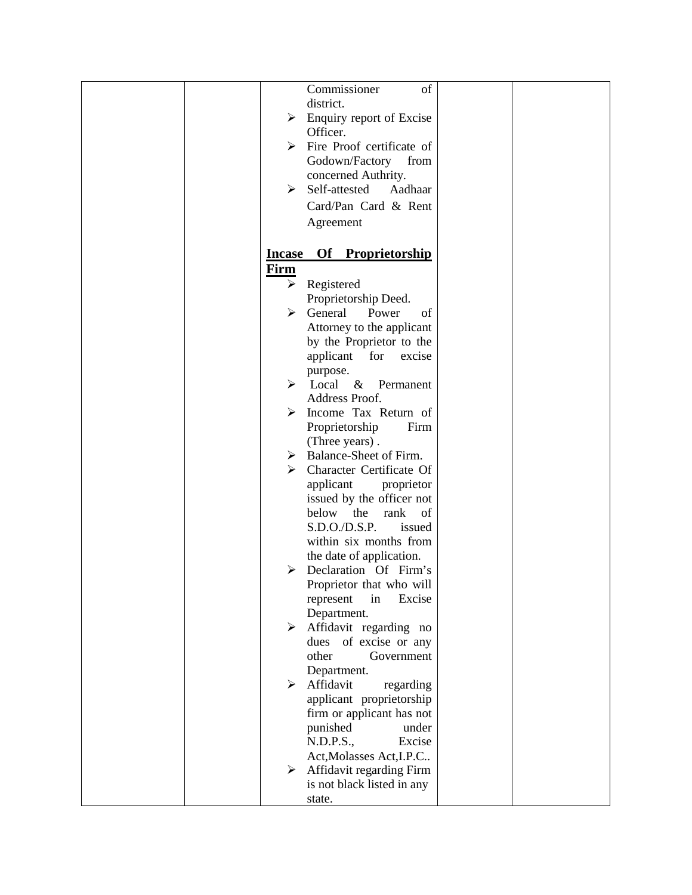| | | Commissioner of district.<br>➢ Enquiry report of Excise Officer.<br>➢ Fire Proof certificate of Godown/Factory from concerned Authrity.<br>➢ Self-attested Aadhaar Card/Pan Card & Rent Agreement<br><br>**<u>Incase Of Proprietorship Firm</u>**<br>➢ Registered Proprietorship Deed.<br>➢ General Power of Attorney to the applicant by the Proprietor to the applicant for excise purpose.<br>➢ Local & Permanent Address Proof.<br>➢ Income Tax Return of Proprietorship Firm (Three years) .<br>➢ Balance-Sheet of Firm.<br>➢ Character Certificate Of applicant proprietor issued by the officer not below the rank of S.D.O./D.S.P. issued within six months from the date of application.<br>➢ Declaration Of Firm's Proprietor that who will represent in Excise Department.<br>➢ Affidavit regarding no dues of excise or any other Government Department.<br>➢ Affidavit regarding applicant proprietorship firm or applicant has not punished under N.D.P.S., Excise Act,Molasses Act,I.P.C..<br>➢ Affidavit regarding Firm is not black listed in any state. | | |
|---|---|---|---|---|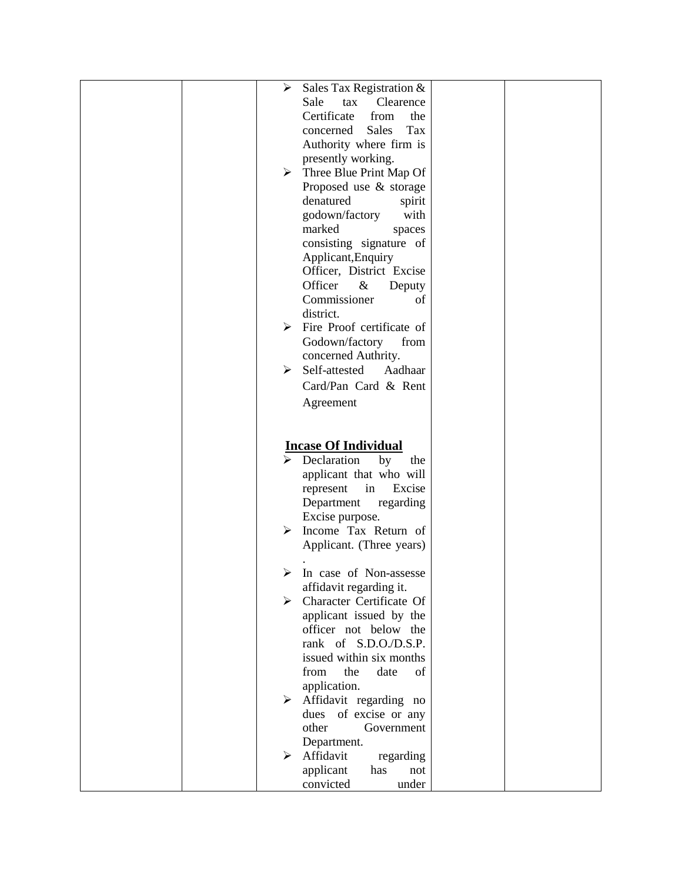| | | | | |
|---|---|---|---|---|
| | | ➢ Sales Tax Registration & Sale tax Clearence Certificate from the concerned Sales Tax Authority where firm is presently working.<br>➢ Three Blue Print Map Of Proposed use & storage denatured spirit godown/factory with marked spaces consisting signature of Applicant,Enquiry Officer, District Excise Officer & Deputy Commissioner of district.<br>➢ Fire Proof certificate of Godown/factory from concerned Authrity.<br>➢ Self-attested Aadhaar Card/Pan Card & Rent Agreement<br><br>**<u>Incase Of Individual</u>**<br>➢ Declaration by the applicant that who will represent in Excise Department regarding Excise purpose.<br>➢ Income Tax Return of Applicant. (Three years) .<br>➢ In case of Non-assesse affidavit regarding it.<br>➢ Character Certificate Of applicant issued by the officer not below the rank of S.D.O./D.S.P. issued within six months from the date of application.<br>➢ Affidavit regarding no dues of excise or any other Government Department.<br>➢ Affidavit regarding applicant has not convicted under | | |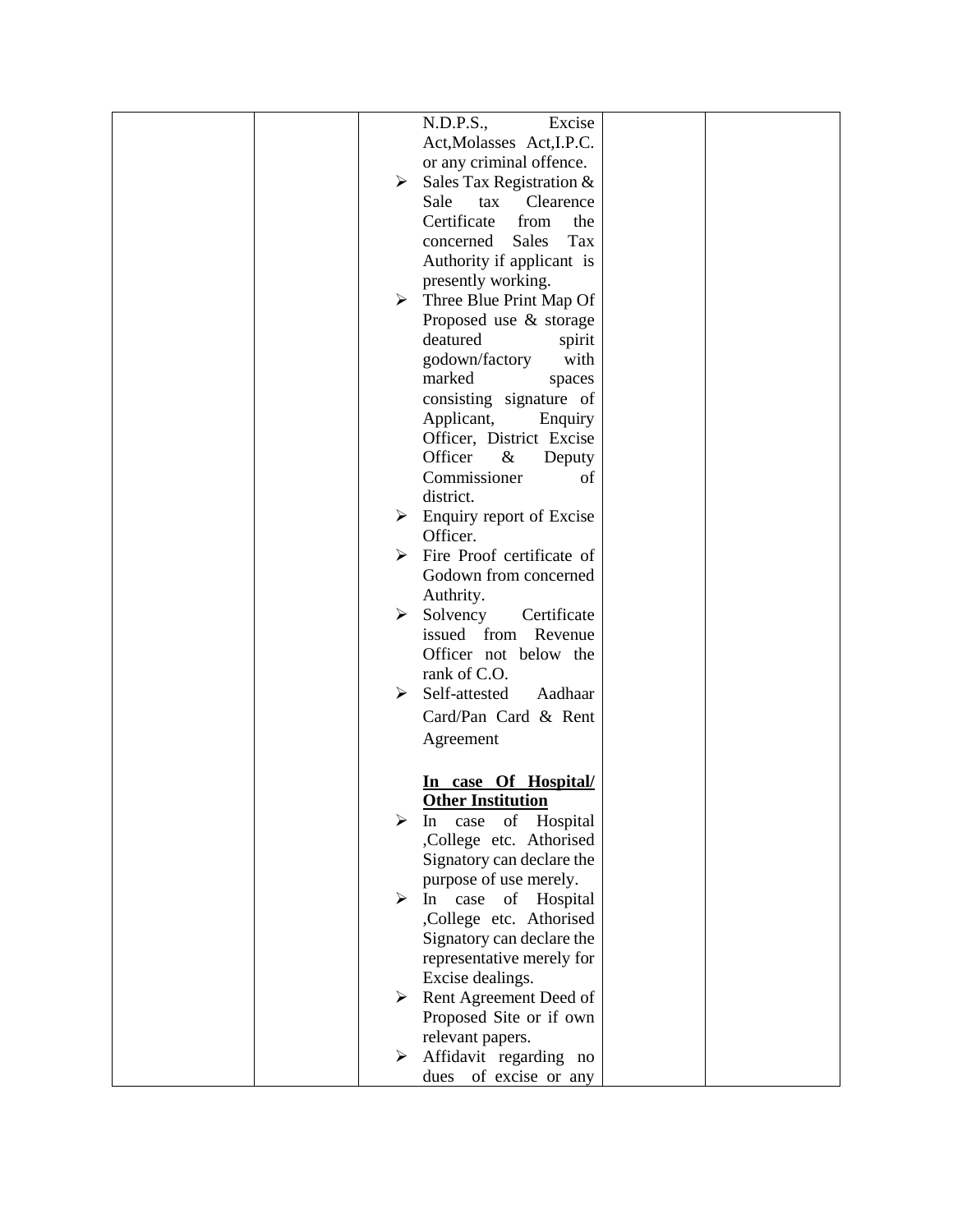|  |  |  |  |  |
|---|---|---|---|---|
|  |  | N.D.P.S., Excise Act,Molasses Act,I.P.C. or any criminal offence.<br>➢ Sales Tax Registration & Sale tax Clearence Certificate from the concerned Sales Tax Authority if applicant is presently working.<br>➢ Three Blue Print Map Of Proposed use & storage deatured spirit godown/factory with marked spaces consisting signature of Applicant, Enquiry Officer, District Excise Officer & Deputy Commissioner of district.<br>➢ Enquiry report of Excise Officer.<br>➢ Fire Proof certificate of Godown from concerned Authrity.<br>➢ Solvency Certificate issued from Revenue Officer not below the rank of C.O.<br>➢ Self-attested Aadhaar Card/Pan Card & Rent Agreement<br><br>**<u>In case Of Hospital/ Other Institution</u>**<br>➢ In case of Hospital ,College etc. Athorised Signatory can declare the purpose of use merely.<br>➢ In case of Hospital ,College etc. Athorised Signatory can declare the representative merely for Excise dealings.<br>➢ Rent Agreement Deed of Proposed Site or if own relevant papers.<br>➢ Affidavit regarding no dues of excise or any |  |  |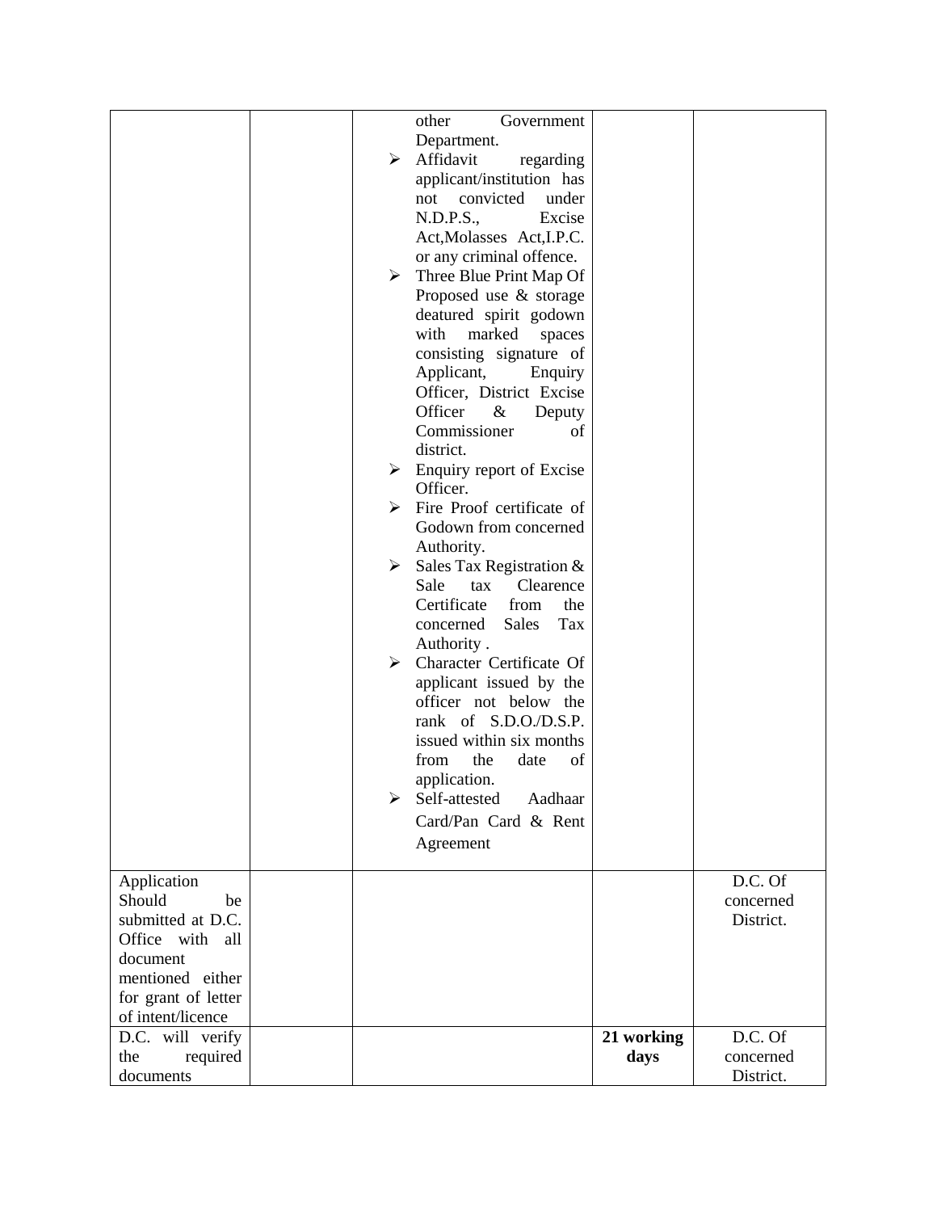| | | | | |
|---|---|---|---|---|
| | | other Government Department.<br>➢ Affidavit regarding applicant/institution has not convicted under N.D.P.S., Excise Act,Molasses Act,I.P.C. or any criminal offence.<br>➢ Three Blue Print Map Of Proposed use & storage deatured spirit godown with marked spaces consisting signature of Applicant, Enquiry Officer, District Excise Officer & Deputy Commissioner of district.<br>➢ Enquiry report of Excise Officer.<br>➢ Fire Proof certificate of Godown from concerned Authority.<br>➢ Sales Tax Registration & Sale tax Clearence Certificate from the concerned Sales Tax Authority .<br>➢ Character Certificate Of applicant issued by the officer not below the rank of S.D.O./D.S.P. issued within six months from the date of application.<br>➢ Self-attested Aadhaar Card/Pan Card & Rent Agreement | | |
| Application Should be submitted at D.C. Office with all document mentioned either for grant of letter of intent/licence | | | | D.C. Of concerned District. |
| D.C. will verify the required documents | | | **21 working days** | D.C. Of concerned District. |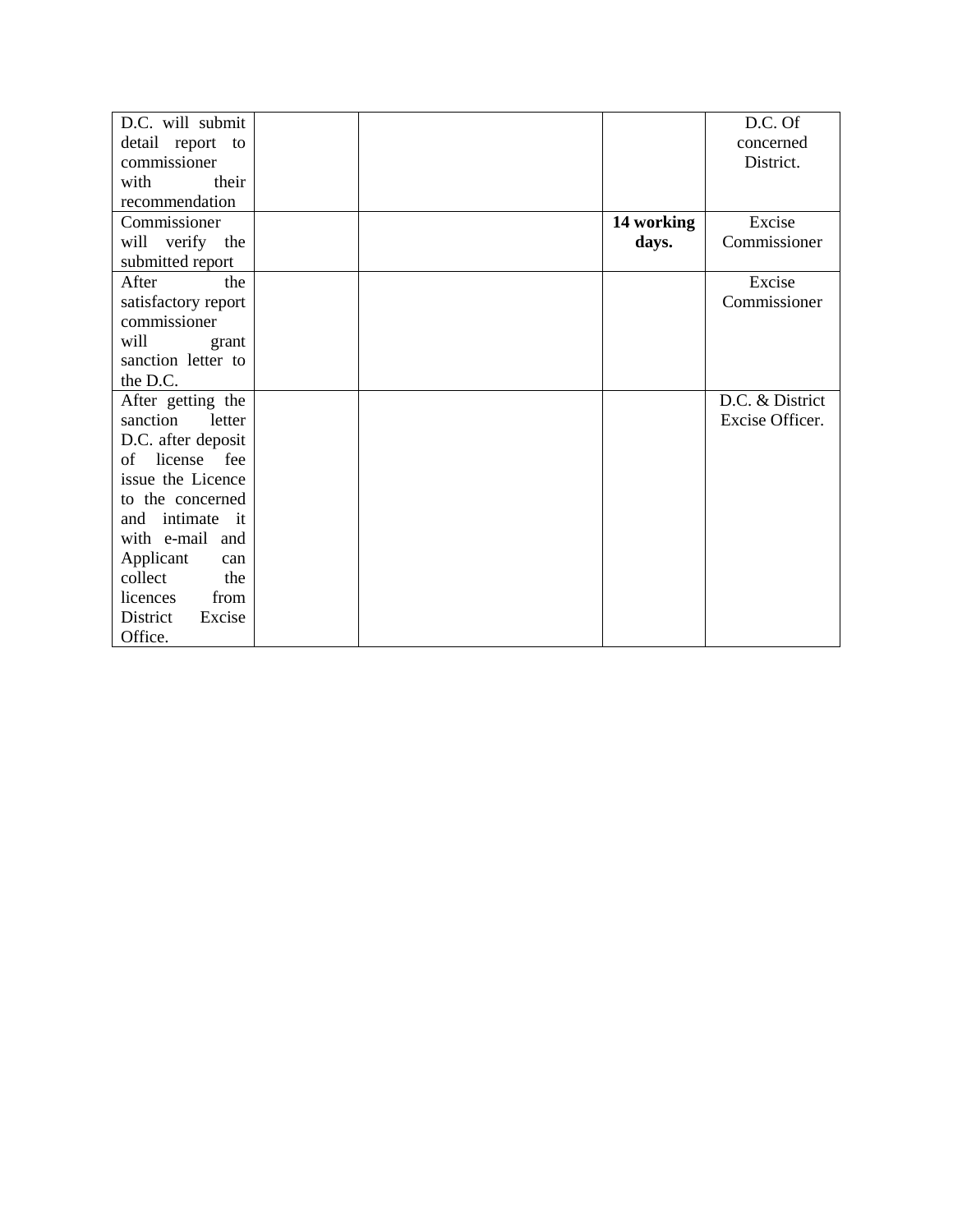| | | | | |
|---|---|---|---|---|
| D.C. will submit detail report to commissioner with their recommendation | | | | D.C. Of concerned District. |
| Commissioner will verify the submitted report | | | **14 working days.** | Excise Commissioner |
| After the satisfactory report commissioner will grant sanction letter to the D.C. | | | | Excise Commissioner |
| After getting the sanction letter D.C. after deposit of license fee issue the Licence to the concerned and intimate it with e-mail and Applicant can collect the licences from District Excise Office. | | | | D.C. & District Excise Officer. |